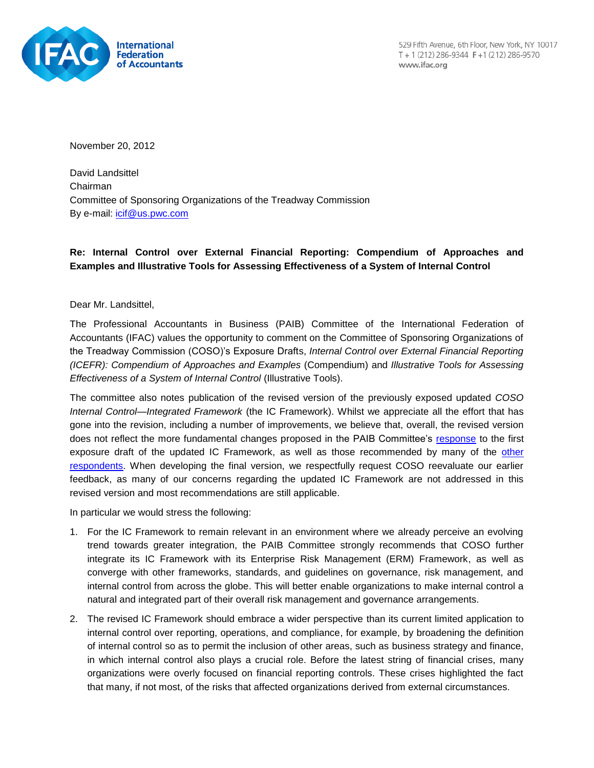International Federation of Accountants

529 Fifth Avenue, 6th Floor, New York, NY 10017
T + 1 (212) 286-9344 F +1 (212) 286-9570
www.ifac.org

November 20, 2012

David Landsittel
Chairman
Committee of Sponsoring Organizations of the Treadway Commission
By e-mail: icif@us.pwc.com

**Re: Internal Control over External Financial Reporting: Compendium of Approaches and Examples and Illustrative Tools for Assessing Effectiveness of a System of Internal Control**

Dear Mr. Landsittel,

The Professional Accountants in Business (PAIB) Committee of the International Federation of Accountants (IFAC) values the opportunity to comment on the Committee of Sponsoring Organizations of the Treadway Commission (COSO)'s Exposure Drafts, *Internal Control over External Financial Reporting (ICEFR): Compendium of Approaches and Examples* (Compendium) and *Illustrative Tools for Assessing Effectiveness of a System of Internal Control* (Illustrative Tools).

The committee also notes publication of the revised version of the previously exposed updated *COSO Internal Control—Integrated Framework* (the IC Framework). Whilst we appreciate all the effort that has gone into the revision, including a number of improvements, we believe that, overall, the revised version does not reflect the more fundamental changes proposed in the PAIB Committee's response to the first exposure draft of the updated IC Framework, as well as those recommended by many of the other respondents. When developing the final version, we respectfully request COSO reevaluate our earlier feedback, as many of our concerns regarding the updated IC Framework are not addressed in this revised version and most recommendations are still applicable.

In particular we would stress the following:

1. For the IC Framework to remain relevant in an environment where we already perceive an evolving trend towards greater integration, the PAIB Committee strongly recommends that COSO further integrate its IC Framework with its Enterprise Risk Management (ERM) Framework, as well as converge with other frameworks, standards, and guidelines on governance, risk management, and internal control from across the globe. This will better enable organizations to make internal control a natural and integrated part of their overall risk management and governance arrangements.
2. The revised IC Framework should embrace a wider perspective than its current limited application to internal control over reporting, operations, and compliance, for example, by broadening the definition of internal control so as to permit the inclusion of other areas, such as business strategy and finance, in which internal control also plays a crucial role. Before the latest string of financial crises, many organizations were overly focused on financial reporting controls. These crises highlighted the fact that many, if not most, of the risks that affected organizations derived from external circumstances.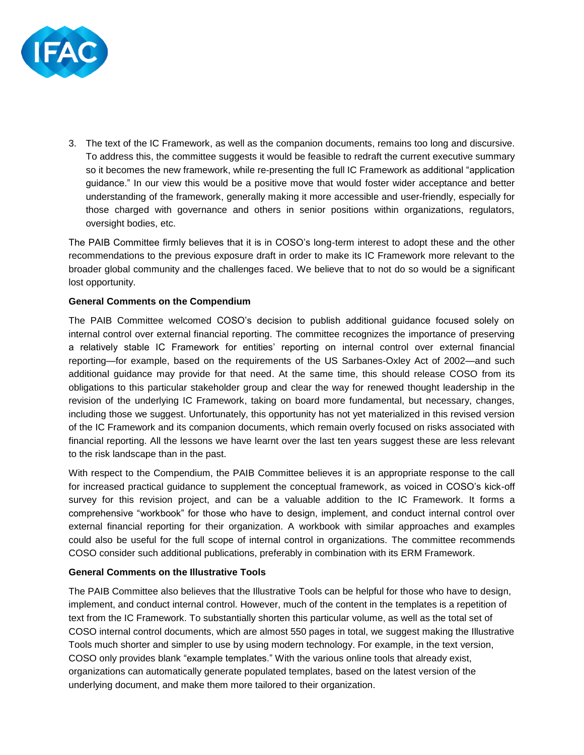3. The text of the IC Framework, as well as the companion documents, remains too long and discursive. To address this, the committee suggests it would be feasible to redraft the current executive summary so it becomes the new framework, while re-presenting the full IC Framework as additional "application guidance." In our view this would be a positive move that would foster wider acceptance and better understanding of the framework, generally making it more accessible and user-friendly, especially for those charged with governance and others in senior positions within organizations, regulators, oversight bodies, etc.

The PAIB Committee firmly believes that it is in COSO's long-term interest to adopt these and the other recommendations to the previous exposure draft in order to make its IC Framework more relevant to the broader global community and the challenges faced. We believe that to not do so would be a significant lost opportunity.

**General Comments on the Compendium**

The PAIB Committee welcomed COSO's decision to publish additional guidance focused solely on internal control over external financial reporting. The committee recognizes the importance of preserving a relatively stable IC Framework for entities' reporting on internal control over external financial reporting—for example, based on the requirements of the US Sarbanes-Oxley Act of 2002—and such additional guidance may provide for that need. At the same time, this should release COSO from its obligations to this particular stakeholder group and clear the way for renewed thought leadership in the revision of the underlying IC Framework, taking on board more fundamental, but necessary, changes, including those we suggest. Unfortunately, this opportunity has not yet materialized in this revised version of the IC Framework and its companion documents, which remain overly focused on risks associated with financial reporting. All the lessons we have learnt over the last ten years suggest these are less relevant to the risk landscape than in the past.

With respect to the Compendium, the PAIB Committee believes it is an appropriate response to the call for increased practical guidance to supplement the conceptual framework, as voiced in COSO's kick-off survey for this revision project, and can be a valuable addition to the IC Framework. It forms a comprehensive "workbook" for those who have to design, implement, and conduct internal control over external financial reporting for their organization. A workbook with similar approaches and examples could also be useful for the full scope of internal control in organizations. The committee recommends COSO consider such additional publications, preferably in combination with its ERM Framework.

**General Comments on the Illustrative Tools**

The PAIB Committee also believes that the Illustrative Tools can be helpful for those who have to design, implement, and conduct internal control. However, much of the content in the templates is a repetition of text from the IC Framework. To substantially shorten this particular volume, as well as the total set of COSO internal control documents, which are almost 550 pages in total, we suggest making the Illustrative Tools much shorter and simpler to use by using modern technology. For example, in the text version, COSO only provides blank "example templates." With the various online tools that already exist, organizations can automatically generate populated templates, based on the latest version of the underlying document, and make them more tailored to their organization.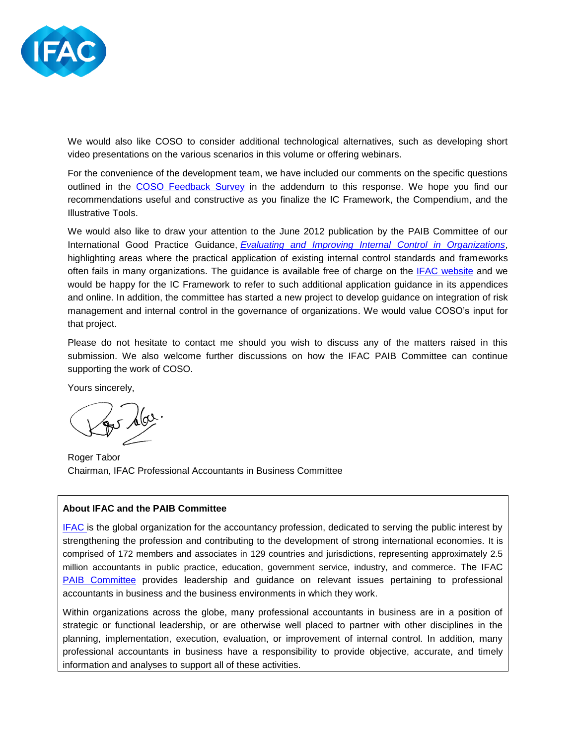We would also like COSO to consider additional technological alternatives, such as developing short video presentations on the various scenarios in this volume or offering webinars.

For the convenience of the development team, we have included our comments on the specific questions outlined in the COSO Feedback Survey in the addendum to this response. We hope you find our recommendations useful and constructive as you finalize the IC Framework, the Compendium, and the Illustrative Tools.

We would also like to draw your attention to the June 2012 publication by the PAIB Committee of our International Good Practice Guidance, *Evaluating and Improving Internal Control in Organizations*, highlighting areas where the practical application of existing internal control standards and frameworks often fails in many organizations. The guidance is available free of charge on the IFAC website and we would be happy for the IC Framework to refer to such additional application guidance in its appendices and online. In addition, the committee has started a new project to develop guidance on integration of risk management and internal control in the governance of organizations. We would value COSO's input for that project.

Please do not hesitate to contact me should you wish to discuss any of the matters raised in this submission. We also welcome further discussions on how the IFAC PAIB Committee can continue supporting the work of COSO.

Yours sincerely,

Roger Tabor
Chairman, IFAC Professional Accountants in Business Committee

**About IFAC and the PAIB Committee**

IFAC is the global organization for the accountancy profession, dedicated to serving the public interest by strengthening the profession and contributing to the development of strong international economies. It is comprised of 172 members and associates in 129 countries and jurisdictions, representing approximately 2.5 million accountants in public practice, education, government service, industry, and commerce. The IFAC PAIB Committee provides leadership and guidance on relevant issues pertaining to professional accountants in business and the business environments in which they work.

Within organizations across the globe, many professional accountants in business are in a position of strategic or functional leadership, or are otherwise well placed to partner with other disciplines in the planning, implementation, execution, evaluation, or improvement of internal control. In addition, many professional accountants in business have a responsibility to provide objective, accurate, and timely information and analyses to support all of these activities.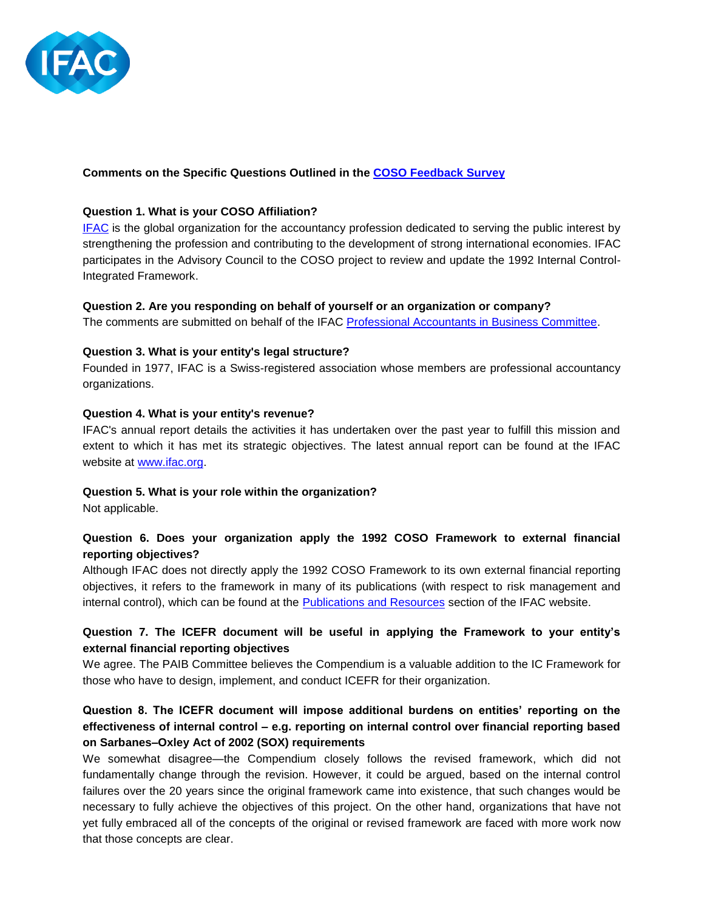**Comments on the Specific Questions Outlined in the COSO Feedback Survey**

**Question 1. What is your COSO Affiliation?**

IFAC is the global organization for the accountancy profession dedicated to serving the public interest by strengthening the profession and contributing to the development of strong international economies. IFAC participates in the Advisory Council to the COSO project to review and update the 1992 Internal Control-Integrated Framework.

**Question 2. Are you responding on behalf of yourself or an organization or company?**

The comments are submitted on behalf of the IFAC Professional Accountants in Business Committee.

**Question 3. What is your entity's legal structure?**

Founded in 1977, IFAC is a Swiss-registered association whose members are professional accountancy organizations.

**Question 4. What is your entity's revenue?**

IFAC's annual report details the activities it has undertaken over the past year to fulfill this mission and extent to which it has met its strategic objectives. The latest annual report can be found at the IFAC website at www.ifac.org.

**Question 5. What is your role within the organization?**

Not applicable.

**Question 6. Does your organization apply the 1992 COSO Framework to external financial reporting objectives?**

Although IFAC does not directly apply the 1992 COSO Framework to its own external financial reporting objectives, it refers to the framework in many of its publications (with respect to risk management and internal control), which can be found at the Publications and Resources section of the IFAC website.

**Question 7. The ICEFR document will be useful in applying the Framework to your entity's external financial reporting objectives**

We agree. The PAIB Committee believes the Compendium is a valuable addition to the IC Framework for those who have to design, implement, and conduct ICEFR for their organization.

**Question 8. The ICEFR document will impose additional burdens on entities' reporting on the effectiveness of internal control – e.g. reporting on internal control over financial reporting based on Sarbanes–Oxley Act of 2002 (SOX) requirements**

We somewhat disagree—the Compendium closely follows the revised framework, which did not fundamentally change through the revision. However, it could be argued, based on the internal control failures over the 20 years since the original framework came into existence, that such changes would be necessary to fully achieve the objectives of this project. On the other hand, organizations that have not yet fully embraced all of the concepts of the original or revised framework are faced with more work now that those concepts are clear.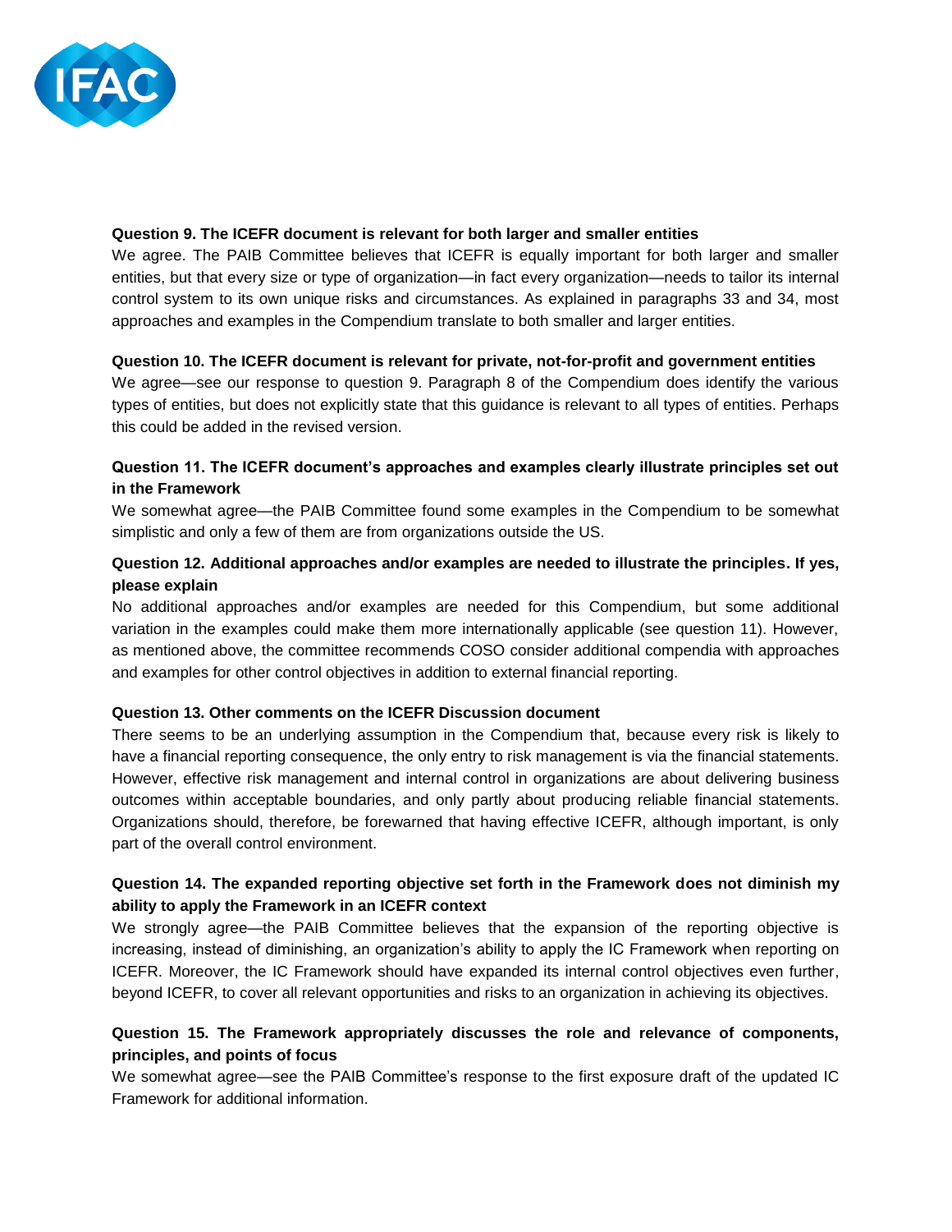**Question 9. The ICEFR document is relevant for both larger and smaller entities**

We agree. The PAIB Committee believes that ICEFR is equally important for both larger and smaller entities, but that every size or type of organization—in fact every organization—needs to tailor its internal control system to its own unique risks and circumstances. As explained in paragraphs 33 and 34, most approaches and examples in the Compendium translate to both smaller and larger entities.

**Question 10. The ICEFR document is relevant for private, not-for-profit and government entities**

We agree—see our response to question 9. Paragraph 8 of the Compendium does identify the various types of entities, but does not explicitly state that this guidance is relevant to all types of entities. Perhaps this could be added in the revised version.

**Question 11. The ICEFR document's approaches and examples clearly illustrate principles set out in the Framework**

We somewhat agree—the PAIB Committee found some examples in the Compendium to be somewhat simplistic and only a few of them are from organizations outside the US.

**Question 12. Additional approaches and/or examples are needed to illustrate the principles. If yes, please explain**

No additional approaches and/or examples are needed for this Compendium, but some additional variation in the examples could make them more internationally applicable (see question 11). However, as mentioned above, the committee recommends COSO consider additional compendia with approaches and examples for other control objectives in addition to external financial reporting.

**Question 13. Other comments on the ICEFR Discussion document**

There seems to be an underlying assumption in the Compendium that, because every risk is likely to have a financial reporting consequence, the only entry to risk management is via the financial statements. However, effective risk management and internal control in organizations are about delivering business outcomes within acceptable boundaries, and only partly about producing reliable financial statements. Organizations should, therefore, be forewarned that having effective ICEFR, although important, is only part of the overall control environment.

**Question 14. The expanded reporting objective set forth in the Framework does not diminish my ability to apply the Framework in an ICEFR context**

We strongly agree—the PAIB Committee believes that the expansion of the reporting objective is increasing, instead of diminishing, an organization's ability to apply the IC Framework when reporting on ICEFR. Moreover, the IC Framework should have expanded its internal control objectives even further, beyond ICEFR, to cover all relevant opportunities and risks to an organization in achieving its objectives.

**Question 15. The Framework appropriately discusses the role and relevance of components, principles, and points of focus**

We somewhat agree—see the PAIB Committee's response to the first exposure draft of the updated IC Framework for additional information.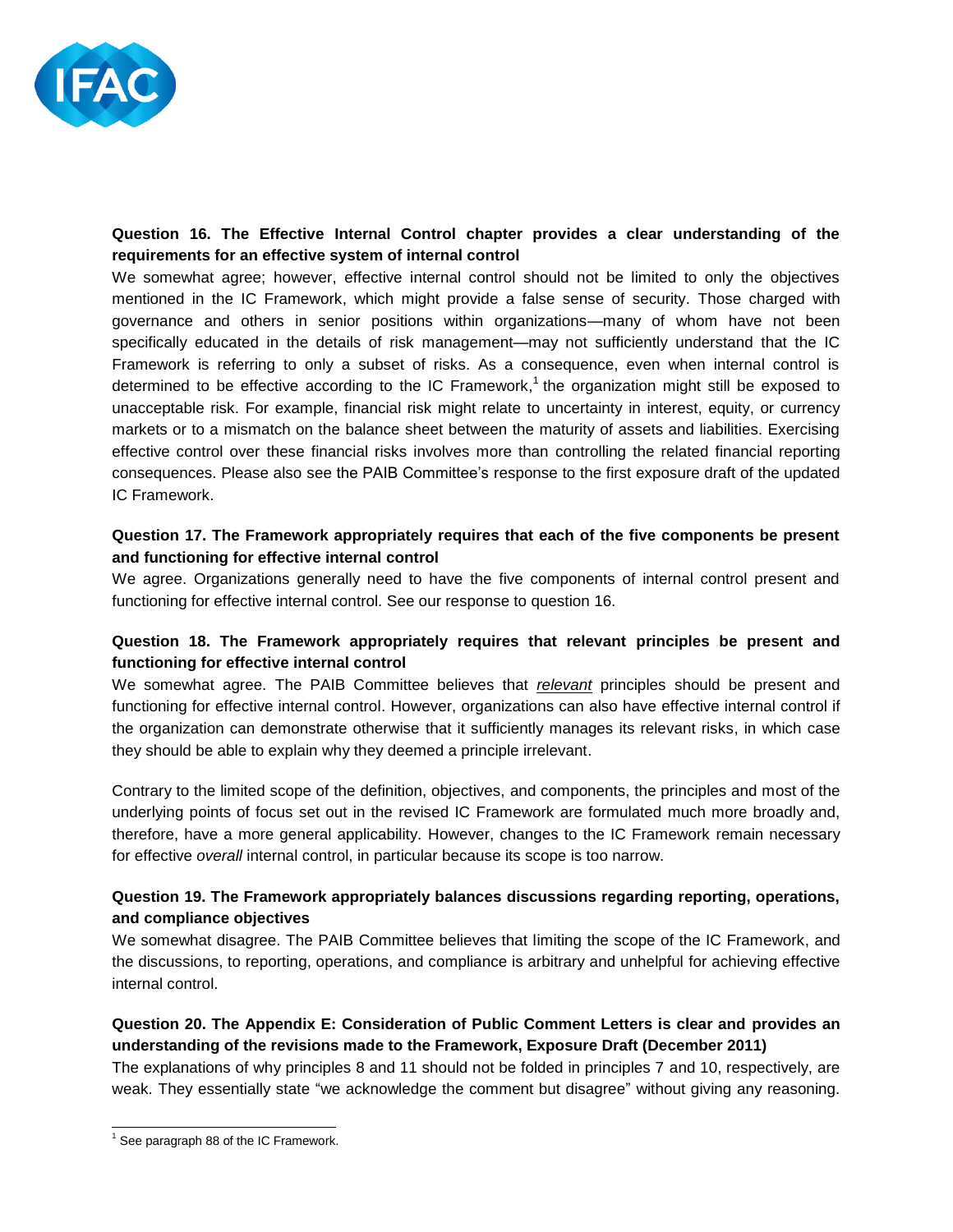**Question 16. The Effective Internal Control chapter provides a clear understanding of the requirements for an effective system of internal control**

We somewhat agree; however, effective internal control should not be limited to only the objectives mentioned in the IC Framework, which might provide a false sense of security. Those charged with governance and others in senior positions within organizations—many of whom have not been specifically educated in the details of risk management—may not sufficiently understand that the IC Framework is referring to only a subset of risks. As a consequence, even when internal control is determined to be effective according to the IC Framework,[1] the organization might still be exposed to unacceptable risk. For example, financial risk might relate to uncertainty in interest, equity, or currency markets or to a mismatch on the balance sheet between the maturity of assets and liabilities. Exercising effective control over these financial risks involves more than controlling the related financial reporting consequences. Please also see the PAIB Committee's response to the first exposure draft of the updated IC Framework.

**Question 17. The Framework appropriately requires that each of the five components be present and functioning for effective internal control**

We agree. Organizations generally need to have the five components of internal control present and functioning for effective internal control. See our response to question 16.

**Question 18. The Framework appropriately requires that relevant principles be present and functioning for effective internal control**

We somewhat agree. The PAIB Committee believes that ***relevant*** principles should be present and functioning for effective internal control. However, organizations can also have effective internal control if the organization can demonstrate otherwise that it sufficiently manages its relevant risks, in which case they should be able to explain why they deemed a principle irrelevant.

Contrary to the limited scope of the definition, objectives, and components, the principles and most of the underlying points of focus set out in the revised IC Framework are formulated much more broadly and, therefore, have a more general applicability. However, changes to the IC Framework remain necessary for effective *overall* internal control, in particular because its scope is too narrow.

**Question 19. The Framework appropriately balances discussions regarding reporting, operations, and compliance objectives**

We somewhat disagree. The PAIB Committee believes that limiting the scope of the IC Framework, and the discussions, to reporting, operations, and compliance is arbitrary and unhelpful for achieving effective internal control.

**Question 20. The Appendix E: Consideration of Public Comment Letters is clear and provides an understanding of the revisions made to the Framework, Exposure Draft (December 2011)**

The explanations of why principles 8 and 11 should not be folded in principles 7 and 10, respectively, are weak. They essentially state "we acknowledge the comment but disagree" without giving any reasoning.

[1] See paragraph 88 of the IC Framework.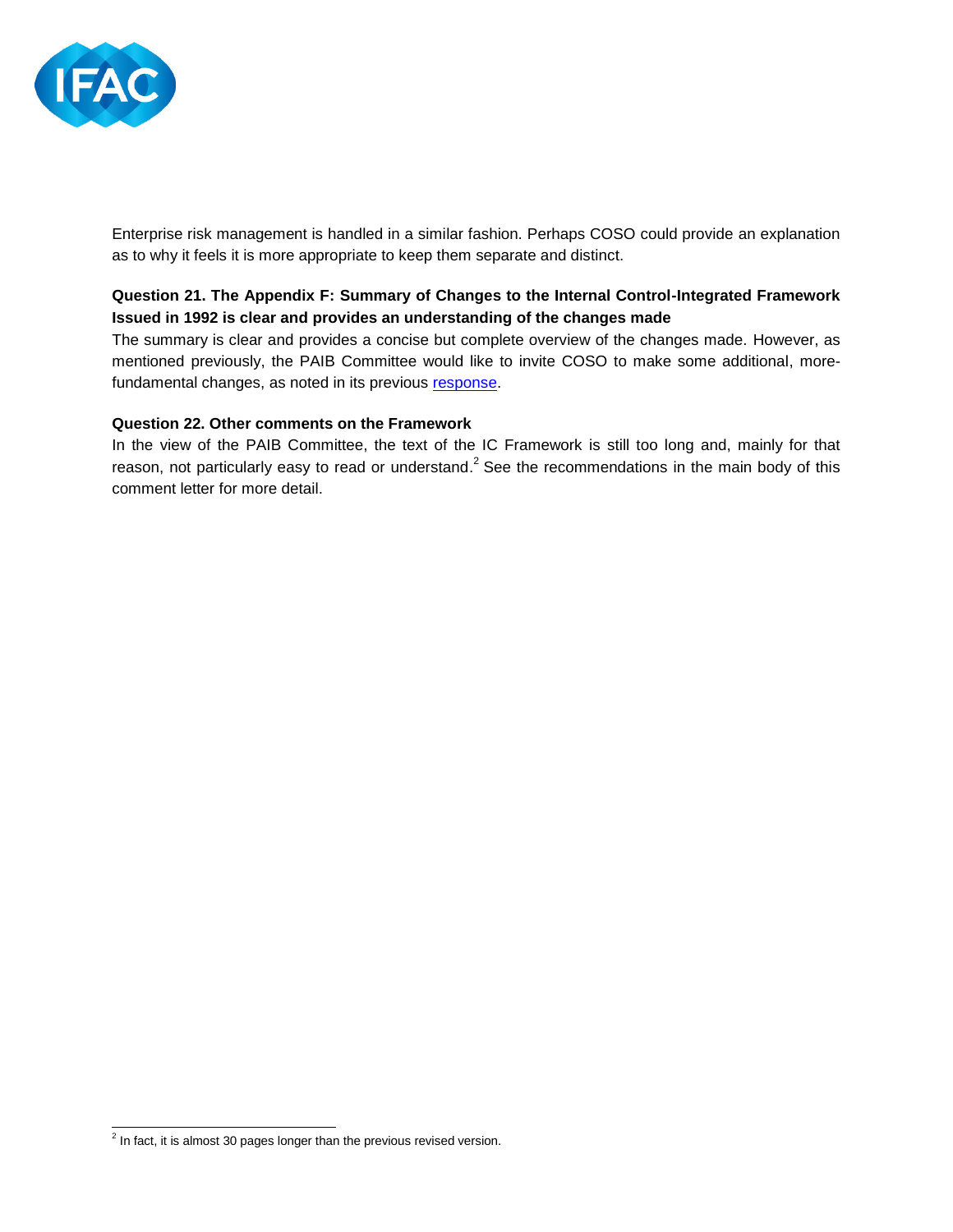Enterprise risk management is handled in a similar fashion. Perhaps COSO could provide an explanation as to why it feels it is more appropriate to keep them separate and distinct.

**Question 21. The Appendix F: Summary of Changes to the Internal Control-Integrated Framework Issued in 1992 is clear and provides an understanding of the changes made**

The summary is clear and provides a concise but complete overview of the changes made. However, as mentioned previously, the PAIB Committee would like to invite COSO to make some additional, more-fundamental changes, as noted in its previous response.

**Question 22. Other comments on the Framework**

In the view of the PAIB Committee, the text of the IC Framework is still too long and, mainly for that reason, not particularly easy to read or understand.[2] See the recommendations in the main body of this comment letter for more detail.

[2] In fact, it is almost 30 pages longer than the previous revised version.